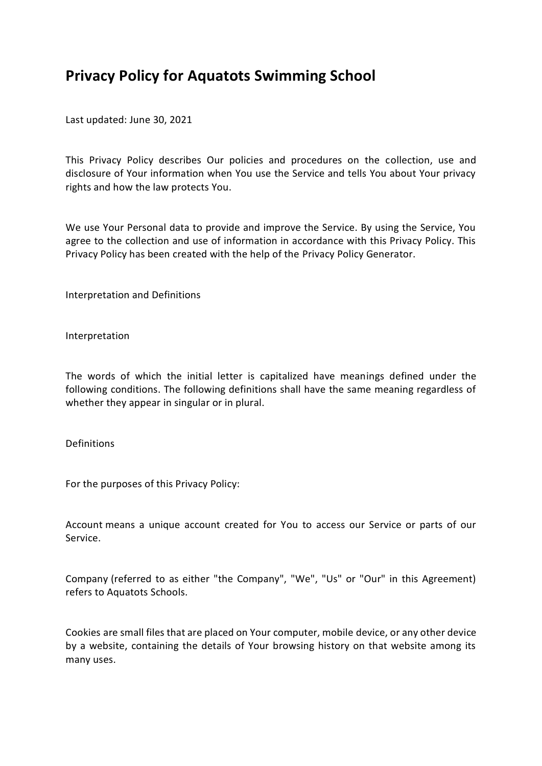# Privacy Policy for Aquatots Swimming School

Last updated: June 30, 2021

This Privacy Policy describes Our policies and procedures on the collection, use and disclosure of Your information when You use the Service and tells You about Your privacy rights and how the law protects You.

We use Your Personal data to provide and improve the Service. By using the Service, You agree to the collection and use of information in accordance with this Privacy Policy. This Privacy Policy has been created with the help of the Privacy Policy Generator.

Interpretation and Definitions

Interpretation

The words of which the initial letter is capitalized have meanings defined under the following conditions. The following definitions shall have the same meaning regardless of whether they appear in singular or in plural.

Definitions

For the purposes of this Privacy Policy:

Account means a unique account created for You to access our Service or parts of our Service.

Company (referred to as either "the Company", "We", "Us" or "Our" in this Agreement) refers to Aquatots Schools.

Cookies are small files that are placed on Your computer, mobile device, or any other device by a website, containing the details of Your browsing history on that website among its many uses.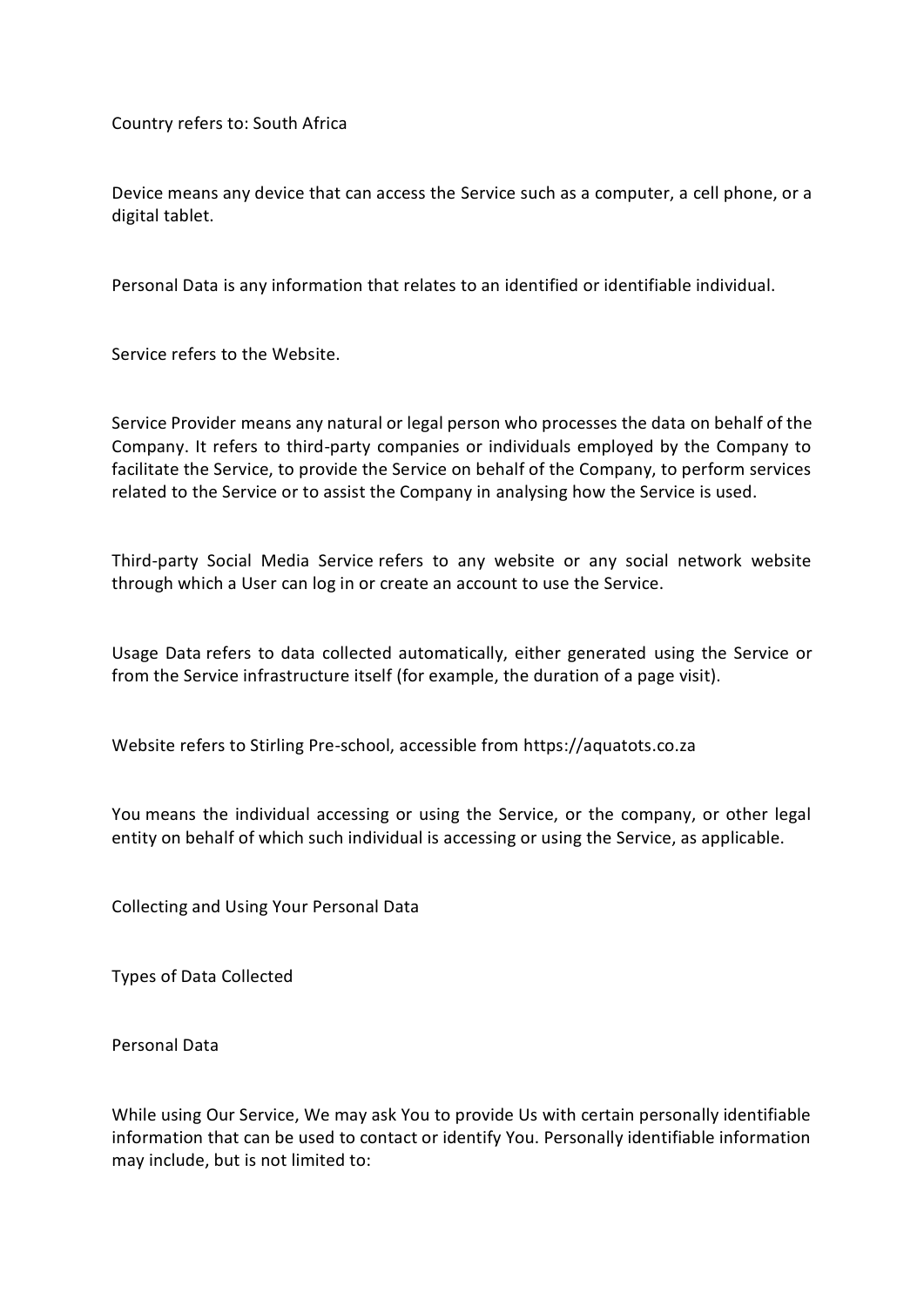Country refers to: South Africa

Device means any device that can access the Service such as a computer, a cell phone, or a digital tablet.

Personal Data is any information that relates to an identified or identifiable individual.

Service refers to the Website.

Service Provider means any natural or legal person who processes the data on behalf of the Company. It refers to third-party companies or individuals employed by the Company to facilitate the Service, to provide the Service on behalf of the Company, to perform services related to the Service or to assist the Company in analysing how the Service is used.

Third-party Social Media Service refers to any website or any social network website through which a User can log in or create an account to use the Service.

Usage Data refers to data collected automatically, either generated using the Service or from the Service infrastructure itself (for example, the duration of a page visit).

Website refers to Stirling Pre-school, accessible from https://aquatots.co.za

You means the individual accessing or using the Service, or the company, or other legal entity on behalf of which such individual is accessing or using the Service, as applicable.

Collecting and Using Your Personal Data

Types of Data Collected

Personal Data

While using Our Service, We may ask You to provide Us with certain personally identifiable information that can be used to contact or identify You. Personally identifiable information may include, but is not limited to: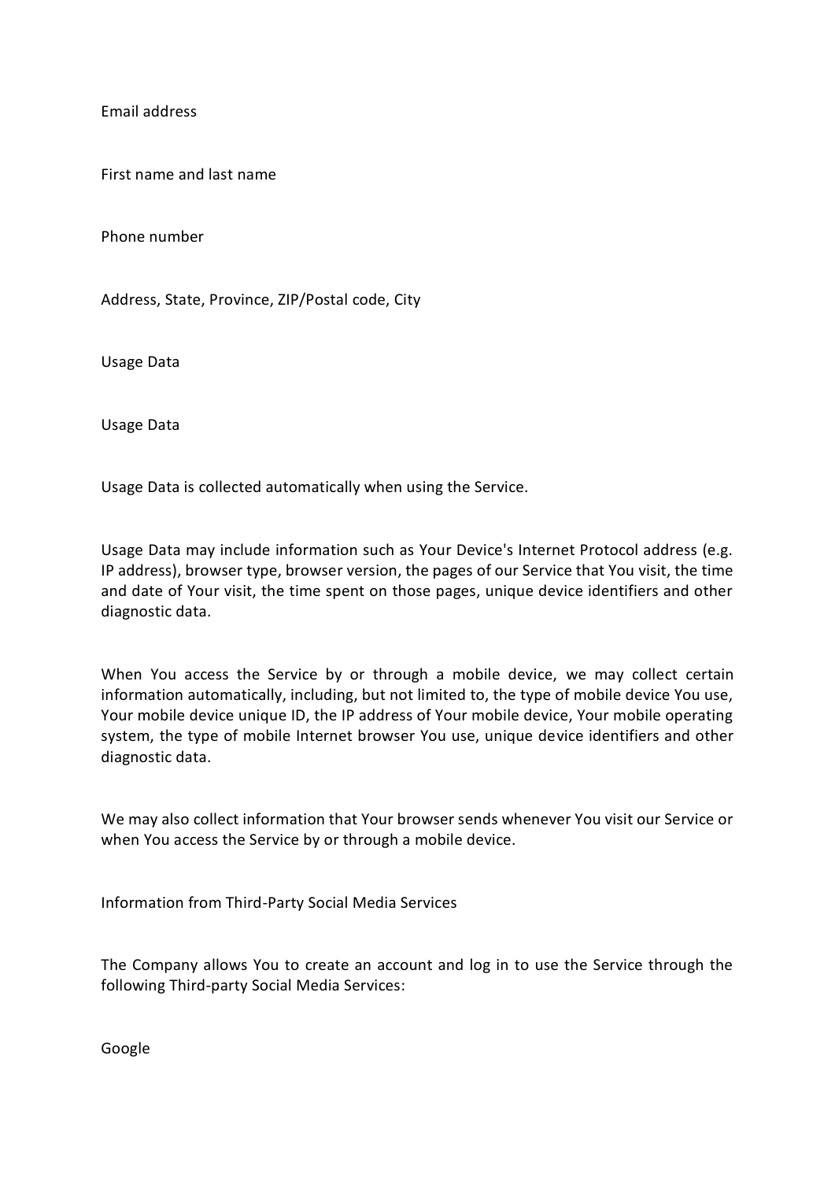Email address

First name and last name

Phone number

Address, State, Province, ZIP/Postal code, City

Usage Data

Usage Data

Usage Data is collected automatically when using the Service.

Usage Data may include information such as Your Device's Internet Protocol address (e.g. IP address), browser type, browser version, the pages of our Service that You visit, the time and date of Your visit, the time spent on those pages, unique device identifiers and other diagnostic data.

When You access the Service by or through a mobile device, we may collect certain information automatically, including, but not limited to, the type of mobile device You use, Your mobile device unique ID, the IP address of Your mobile device, Your mobile operating system, the type of mobile Internet browser You use, unique device identifiers and other diagnostic data.

We may also collect information that Your browser sends whenever You visit our Service or when You access the Service by or through a mobile device.

Information from Third-Party Social Media Services

The Company allows You to create an account and log in to use the Service through the following Third-party Social Media Services:

Google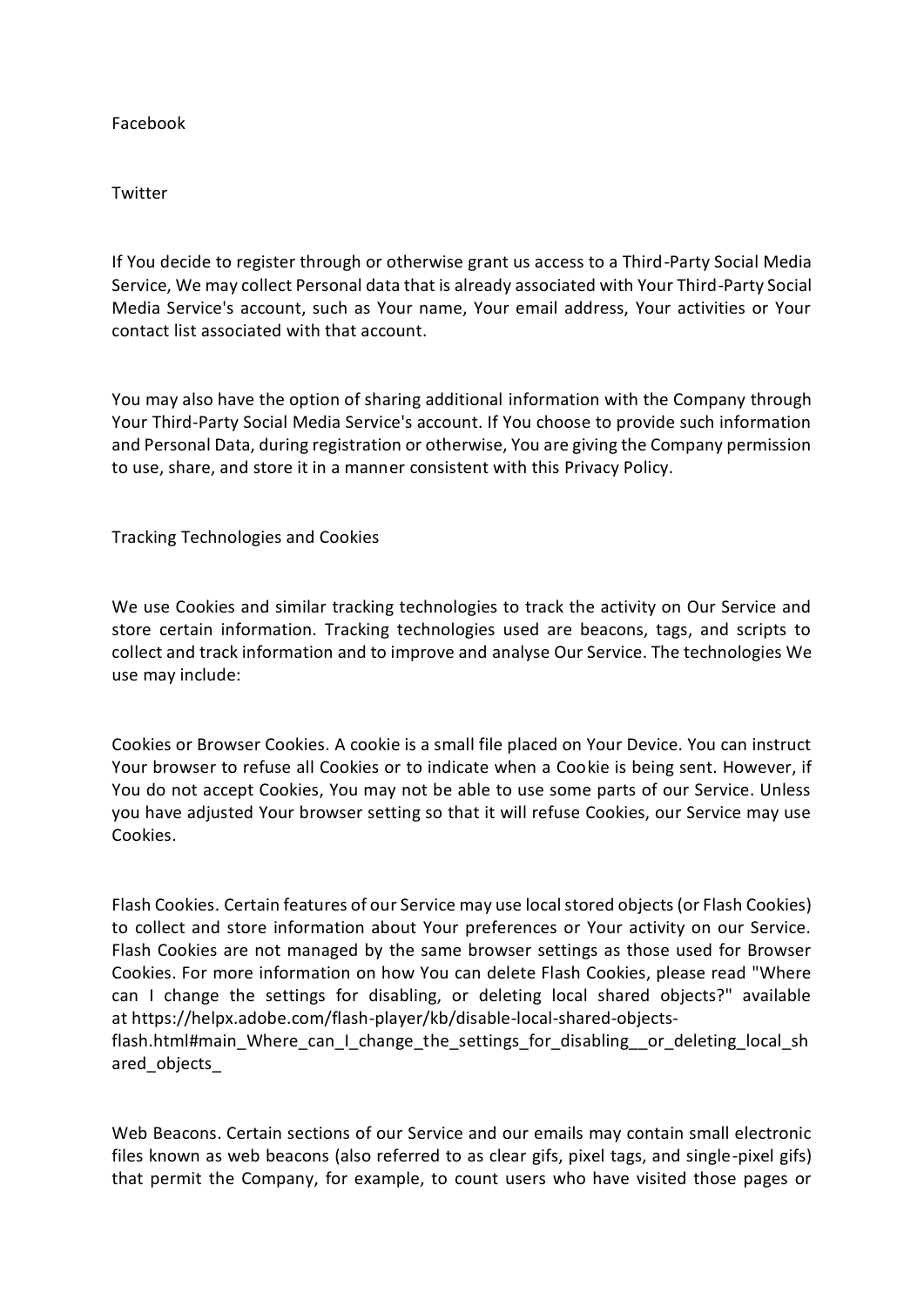Facebook

Twitter

If You decide to register through or otherwise grant us access to a Third-Party Social Media Service, We may collect Personal data that is already associated with Your Third-Party Social Media Service's account, such as Your name, Your email address, Your activities or Your contact list associated with that account.

You may also have the option of sharing additional information with the Company through Your Third-Party Social Media Service's account. If You choose to provide such information and Personal Data, during registration or otherwise, You are giving the Company permission to use, share, and store it in a manner consistent with this Privacy Policy.

Tracking Technologies and Cookies

We use Cookies and similar tracking technologies to track the activity on Our Service and store certain information. Tracking technologies used are beacons, tags, and scripts to collect and track information and to improve and analyse Our Service. The technologies We use may include:

Cookies or Browser Cookies. A cookie is a small file placed on Your Device. You can instruct Your browser to refuse all Cookies or to indicate when a Cookie is being sent. However, if You do not accept Cookies, You may not be able to use some parts of our Service. Unless you have adjusted Your browser setting so that it will refuse Cookies, our Service may use Cookies.

Flash Cookies. Certain features of our Service may use local stored objects (or Flash Cookies) to collect and store information about Your preferences or Your activity on our Service. Flash Cookies are not managed by the same browser settings as those used for Browser Cookies. For more information on how You can delete Flash Cookies, please read "Where can I change the settings for disabling, or deleting local shared objects?" available at https://helpx.adobe.com/flash-player/kb/disable-local-shared-objects-flash.html#main_Where_can_I_change_the_settings_for_disabling__or_deleting_local_shared_objects_

Web Beacons. Certain sections of our Service and our emails may contain small electronic files known as web beacons (also referred to as clear gifs, pixel tags, and single-pixel gifs) that permit the Company, for example, to count users who have visited those pages or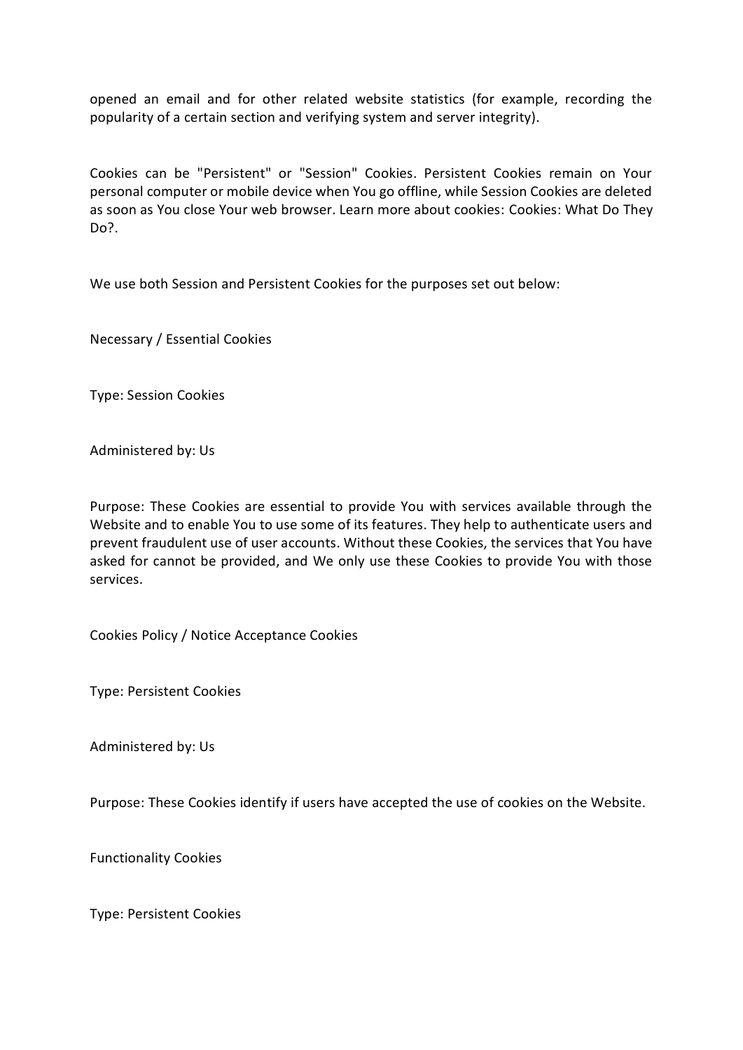opened an email and for other related website statistics (for example, recording the popularity of a certain section and verifying system and server integrity).

Cookies can be "Persistent" or "Session" Cookies. Persistent Cookies remain on Your personal computer or mobile device when You go offline, while Session Cookies are deleted as soon as You close Your web browser. Learn more about cookies: Cookies: What Do They Do?.

We use both Session and Persistent Cookies for the purposes set out below:

Necessary / Essential Cookies

Type: Session Cookies

Administered by: Us

Purpose: These Cookies are essential to provide You with services available through the Website and to enable You to use some of its features. They help to authenticate users and prevent fraudulent use of user accounts. Without these Cookies, the services that You have asked for cannot be provided, and We only use these Cookies to provide You with those services.

Cookies Policy / Notice Acceptance Cookies

Type: Persistent Cookies

Administered by: Us

Purpose: These Cookies identify if users have accepted the use of cookies on the Website.

Functionality Cookies

Type: Persistent Cookies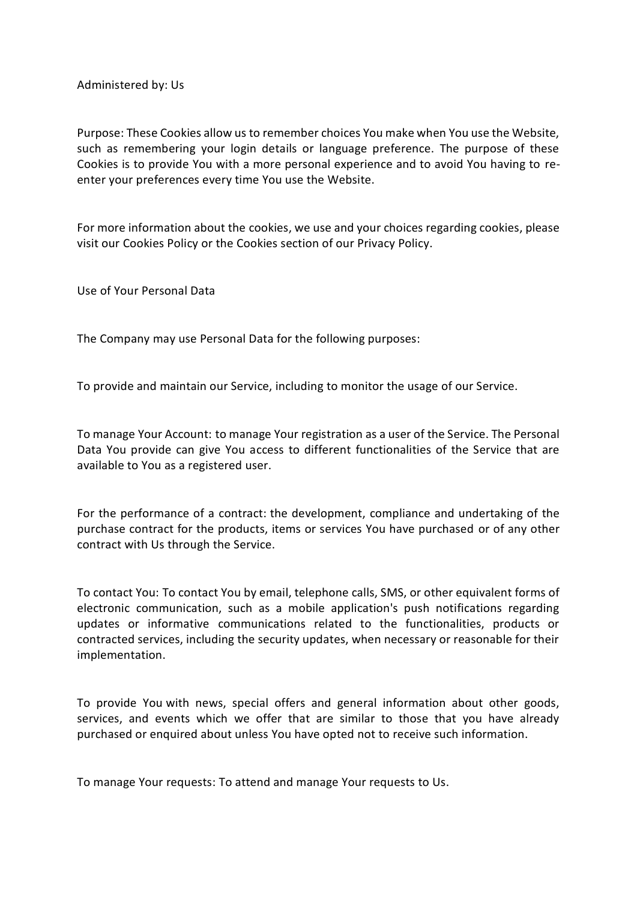Administered by: Us

Purpose: These Cookies allow us to remember choices You make when You use the Website, such as remembering your login details or language preference. The purpose of these Cookies is to provide You with a more personal experience and to avoid You having to re-enter your preferences every time You use the Website.

For more information about the cookies, we use and your choices regarding cookies, please visit our Cookies Policy or the Cookies section of our Privacy Policy.

Use of Your Personal Data

The Company may use Personal Data for the following purposes:

To provide and maintain our Service, including to monitor the usage of our Service.

To manage Your Account: to manage Your registration as a user of the Service. The Personal Data You provide can give You access to different functionalities of the Service that are available to You as a registered user.

For the performance of a contract: the development, compliance and undertaking of the purchase contract for the products, items or services You have purchased or of any other contract with Us through the Service.

To contact You: To contact You by email, telephone calls, SMS, or other equivalent forms of electronic communication, such as a mobile application's push notifications regarding updates or informative communications related to the functionalities, products or contracted services, including the security updates, when necessary or reasonable for their implementation.

To provide You with news, special offers and general information about other goods, services, and events which we offer that are similar to those that you have already purchased or enquired about unless You have opted not to receive such information.

To manage Your requests: To attend and manage Your requests to Us.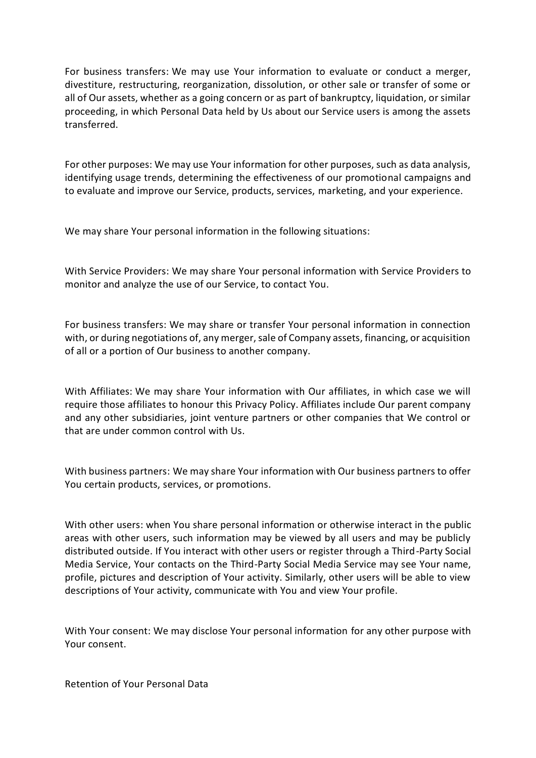For business transfers: We may use Your information to evaluate or conduct a merger, divestiture, restructuring, reorganization, dissolution, or other sale or transfer of some or all of Our assets, whether as a going concern or as part of bankruptcy, liquidation, or similar proceeding, in which Personal Data held by Us about our Service users is among the assets transferred.

For other purposes: We may use Your information for other purposes, such as data analysis, identifying usage trends, determining the effectiveness of our promotional campaigns and to evaluate and improve our Service, products, services, marketing, and your experience.

We may share Your personal information in the following situations:

With Service Providers: We may share Your personal information with Service Providers to monitor and analyze the use of our Service, to contact You.

For business transfers: We may share or transfer Your personal information in connection with, or during negotiations of, any merger, sale of Company assets, financing, or acquisition of all or a portion of Our business to another company.

With Affiliates: We may share Your information with Our affiliates, in which case we will require those affiliates to honour this Privacy Policy. Affiliates include Our parent company and any other subsidiaries, joint venture partners or other companies that We control or that are under common control with Us.

With business partners: We may share Your information with Our business partners to offer You certain products, services, or promotions.

With other users: when You share personal information or otherwise interact in the public areas with other users, such information may be viewed by all users and may be publicly distributed outside. If You interact with other users or register through a Third-Party Social Media Service, Your contacts on the Third-Party Social Media Service may see Your name, profile, pictures and description of Your activity. Similarly, other users will be able to view descriptions of Your activity, communicate with You and view Your profile.

With Your consent: We may disclose Your personal information for any other purpose with Your consent.

Retention of Your Personal Data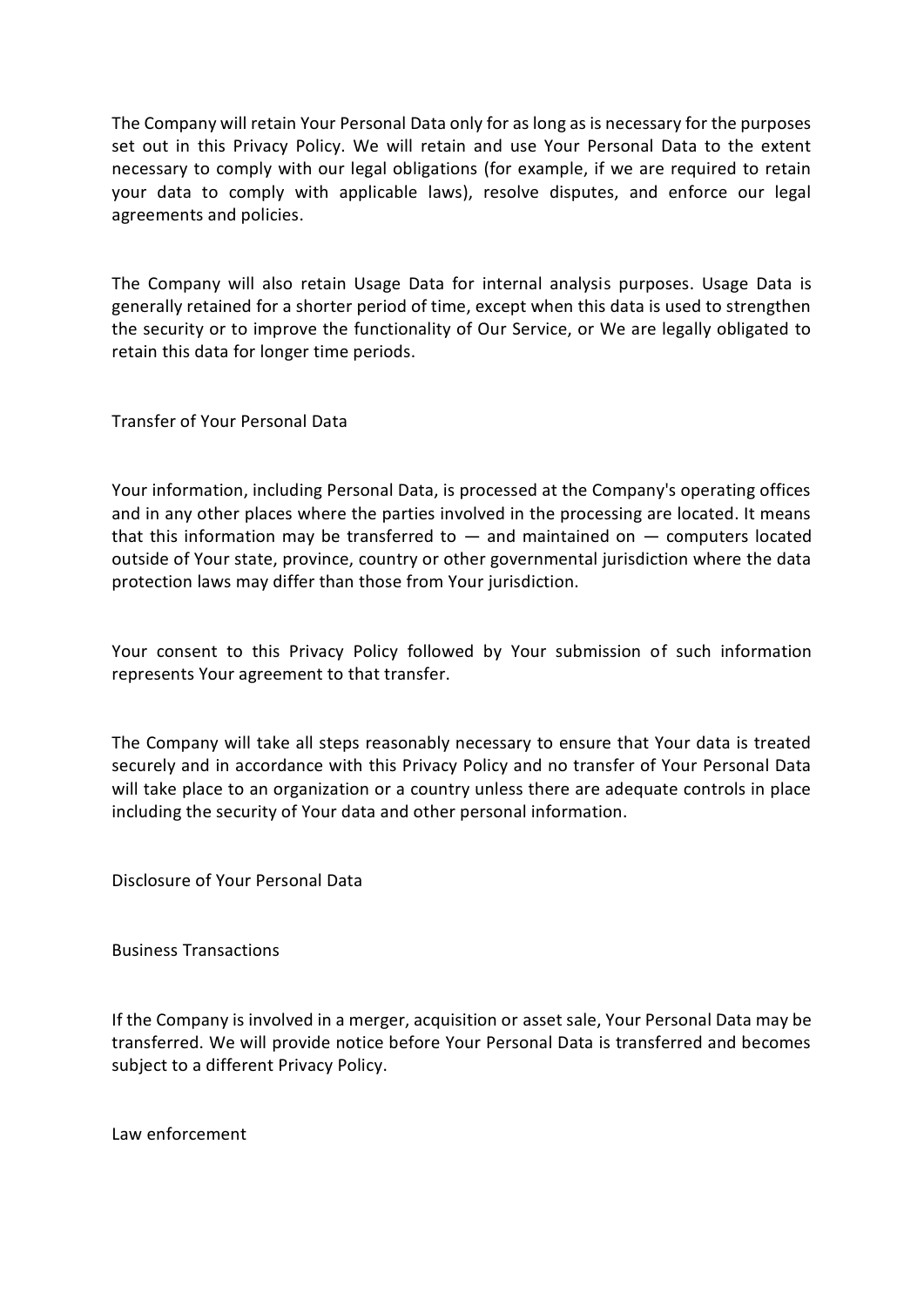The Company will retain Your Personal Data only for as long as is necessary for the purposes set out in this Privacy Policy. We will retain and use Your Personal Data to the extent necessary to comply with our legal obligations (for example, if we are required to retain your data to comply with applicable laws), resolve disputes, and enforce our legal agreements and policies.

The Company will also retain Usage Data for internal analysis purposes. Usage Data is generally retained for a shorter period of time, except when this data is used to strengthen the security or to improve the functionality of Our Service, or We are legally obligated to retain this data for longer time periods.

## Transfer of Your Personal Data

Your information, including Personal Data, is processed at the Company's operating offices and in any other places where the parties involved in the processing are located. It means that this information may be transferred to — and maintained on — computers located outside of Your state, province, country or other governmental jurisdiction where the data protection laws may differ than those from Your jurisdiction.

Your consent to this Privacy Policy followed by Your submission of such information represents Your agreement to that transfer.

The Company will take all steps reasonably necessary to ensure that Your data is treated securely and in accordance with this Privacy Policy and no transfer of Your Personal Data will take place to an organization or a country unless there are adequate controls in place including the security of Your data and other personal information.

## Disclosure of Your Personal Data

### Business Transactions

If the Company is involved in a merger, acquisition or asset sale, Your Personal Data may be transferred. We will provide notice before Your Personal Data is transferred and becomes subject to a different Privacy Policy.

### Law enforcement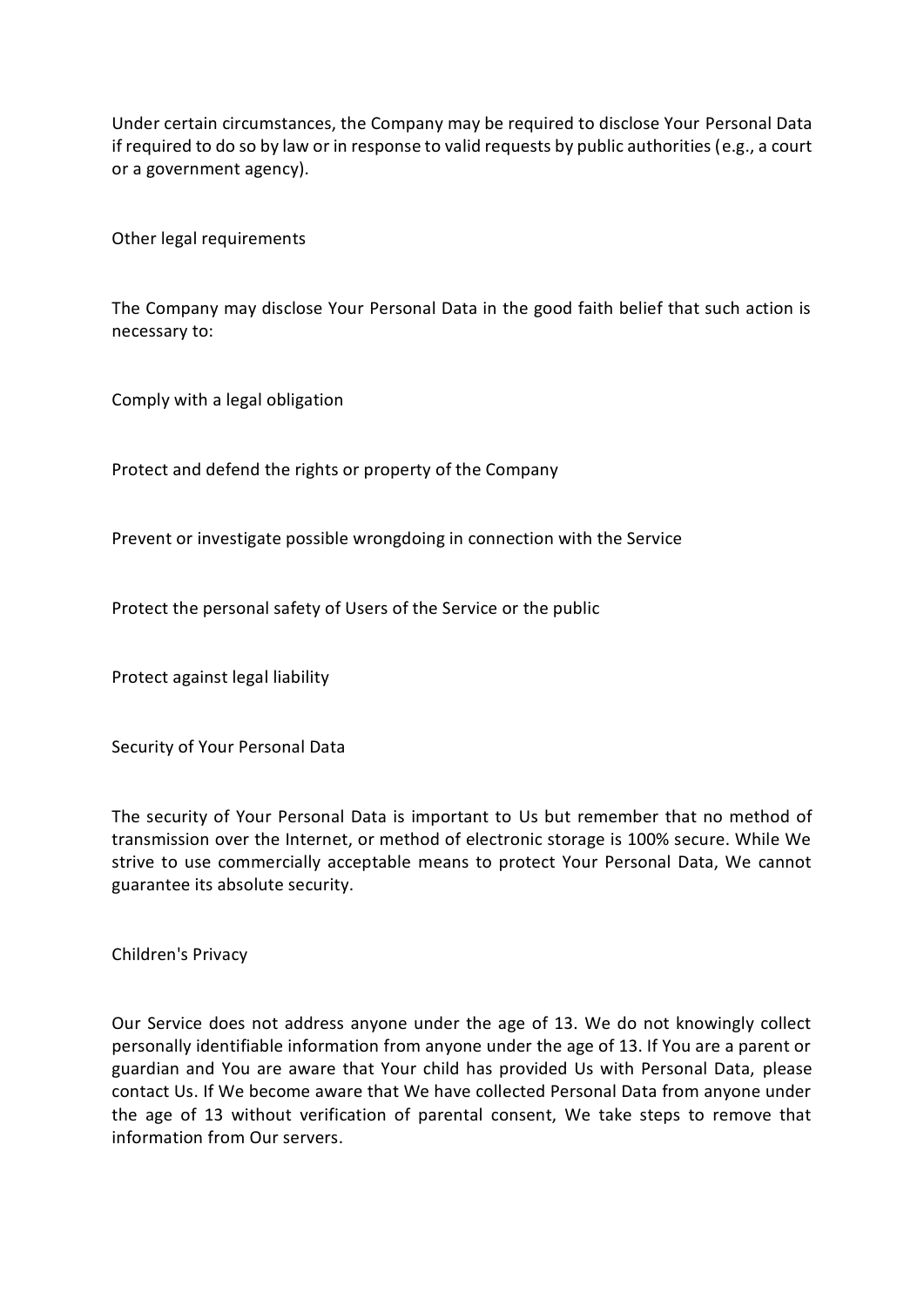Under certain circumstances, the Company may be required to disclose Your Personal Data if required to do so by law or in response to valid requests by public authorities (e.g., a court or a government agency).

### Other legal requirements

The Company may disclose Your Personal Data in the good faith belief that such action is necessary to:

- Comply with a legal obligation
- Protect and defend the rights or property of the Company
- Prevent or investigate possible wrongdoing in connection with the Service
- Protect the personal safety of Users of the Service or the public
- Protect against legal liability

## Security of Your Personal Data

The security of Your Personal Data is important to Us but remember that no method of transmission over the Internet, or method of electronic storage is 100% secure. While We strive to use commercially acceptable means to protect Your Personal Data, We cannot guarantee its absolute security.

## Children's Privacy

Our Service does not address anyone under the age of 13. We do not knowingly collect personally identifiable information from anyone under the age of 13. If You are a parent or guardian and You are aware that Your child has provided Us with Personal Data, please contact Us. If We become aware that We have collected Personal Data from anyone under the age of 13 without verification of parental consent, We take steps to remove that information from Our servers.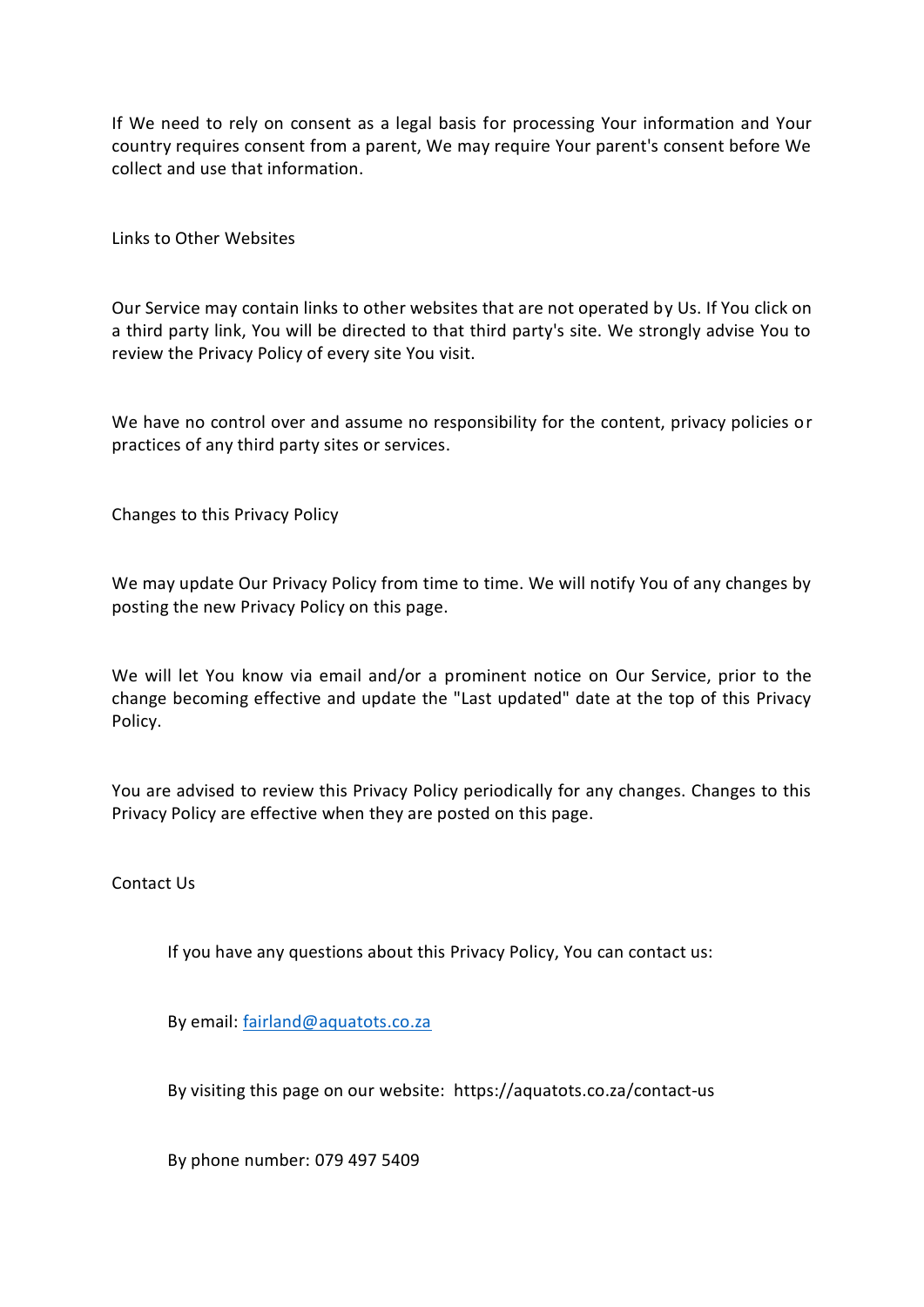If We need to rely on consent as a legal basis for processing Your information and Your country requires consent from a parent, We may require Your parent's consent before We collect and use that information.

## Links to Other Websites

Our Service may contain links to other websites that are not operated by Us. If You click on a third party link, You will be directed to that third party's site. We strongly advise You to review the Privacy Policy of every site You visit.

We have no control over and assume no responsibility for the content, privacy policies or practices of any third party sites or services.

## Changes to this Privacy Policy

We may update Our Privacy Policy from time to time. We will notify You of any changes by posting the new Privacy Policy on this page.

We will let You know via email and/or a prominent notice on Our Service, prior to the change becoming effective and update the "Last updated" date at the top of this Privacy Policy.

You are advised to review this Privacy Policy periodically for any changes. Changes to this Privacy Policy are effective when they are posted on this page.

## Contact Us

If you have any questions about this Privacy Policy, You can contact us:

By email: fairland@aquatots.co.za

By visiting this page on our website: https://aquatots.co.za/contact-us

By phone number: 079 497 5409